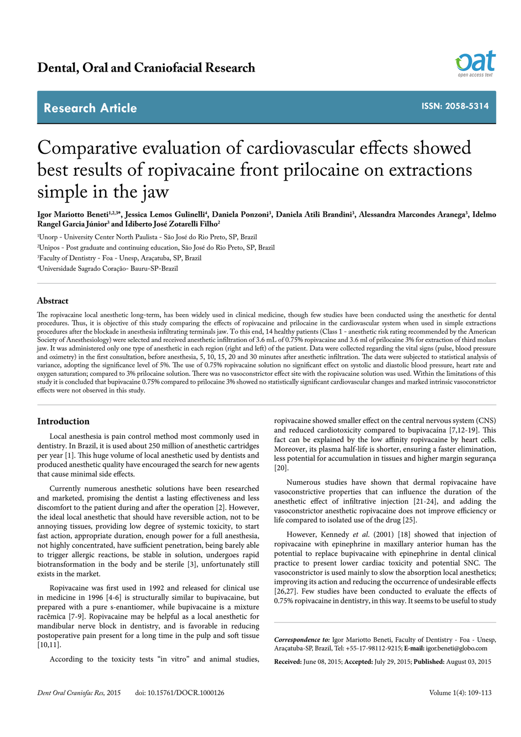Dental, Oral and Craniofacial Research

**Research Article**

ISSN: 2058-5314

# Comparative evaluation of cardiovascular effects showed best results of ropivacaine front prilocaine on extractions simple in the jaw

**Igor Mariotto Beneti[1,2,3*], Jessica Lemos Gulinelli[4], Daniela Ponzoni[3], Daniela Atili Brandini[3], Alessandra Marcondes Aranega[3], Idelmo Rangel Garcia Júnior[3] and Idiberto José Zotarelli Filho[2]**

[1]Unorp - University Center North Paulista - São José do Rio Preto, SP, Brazil

[2]Unipos - Post graduate and continuing education, São José do Rio Preto, SP, Brazil

[3]Faculty of Dentistry - Foa - Unesp, Araçatuba, SP, Brazil

[4]Universidade Sagrado Coração- Bauru-SP-Brazil

## Abstract

The ropivacaine local anesthetic long-term, has been widely used in clinical medicine, though few studies have been conducted using the anesthetic for dental procedures. Thus, it is objective of this study comparing the effects of ropivacaine and prilocaine in the cardiovascular system when used in simple extractions procedures after the blockade in anesthesia infiltrating terminals jaw. To this end, 14 healthy patients (Class 1 - anesthetic risk rating recommended by the American Society of Anesthesiology) were selected and received anesthetic infiltration of 3.6 mL of 0.75% ropivacaine and 3.6 ml of prilocaine 3% for extraction of third molars jaw. It was administered only one type of anesthetic in each region (right and left) of the patient. Data were collected regarding the vital signs (pulse, blood pressure and oximetry) in the first consultation, before anesthesia, 5, 10, 15, 20 and 30 minutes after anesthetic infiltration. The data were subjected to statistical analysis of variance, adopting the significance level of 5%. The use of 0.75% ropivacaine solution no significant effect on systolic and diastolic blood pressure, heart rate and oxygen saturation; compared to 3% prilocaine solution. There was no vasoconstrictor effect site with the ropivacaine solution was used. Within the limitations of this study it is concluded that bupivacaine 0.75% compared to prilocaine 3% showed no statistically significant cardiovascular changes and marked intrinsic vasoconstrictor effects were not observed in this study.

## Introduction

Local anesthesia is pain control method most commonly used in dentistry. In Brazil, it is used about 250 million of anesthetic cartridges per year [1]. This huge volume of local anesthetic used by dentists and produced anesthetic quality have encouraged the search for new agents that cause minimal side effects.

Currently numerous anesthetic solutions have been researched and marketed, promising the dentist a lasting effectiveness and less discomfort to the patient during and after the operation [2]. However, the ideal local anesthetic that should have reversible action, not to be annoying tissues, providing low degree of systemic toxicity, to start fast action, appropriate duration, enough power for a full anesthesia, not highly concentrated, have sufficient penetration, being barely able to trigger allergic reactions, be stable in solution, undergoes rapid biotransformation in the body and be sterile [3], unfortunately still exists in the market.

Ropivacaine was first used in 1992 and released for clinical use in medicine in 1996 [4-6] is structurally similar to bupivacaine, but prepared with a pure s-enantiomer, while bupivacaine is a mixture racêmica [7-9]. Ropivacaine may be helpful as a local anesthetic for mandibular nerve block in dentistry, and is favorable in reducing postoperative pain present for a long time in the pulp and soft tissue [10,11].

According to the toxicity tests "in vitro" and animal studies, ropivacaine showed smaller effect on the central nervous system (CNS) and reduced cardiotoxicity compared to bupivacaína [7,12-19]. This fact can be explained by the low affinity ropivacaine by heart cells. Moreover, its plasma half-life is shorter, ensuring a faster elimination, less potential for accumulation in tissues and higher margin segurança [20].

Numerous studies have shown that dermal ropivacaine have vasoconstrictive properties that can influence the duration of the anesthetic effect of infiltrative injection [21-24], and adding the vasoconstrictor anesthetic ropivacaine does not improve efficiency or life compared to isolated use of the drug [25].

However, Kennedy *et al.* (2001) [18] showed that injection of ropivacaine with epinephrine in maxillary anterior human has the potential to replace bupivacaine with epinephrine in dental clinical practice to present lower cardiac toxicity and potential SNC. The vasoconstrictor is used mainly to slow the absorption local anesthetics; improving its action and reducing the occurrence of undesirable effects [26,27]. Few studies have been conducted to evaluate the effects of 0.75% ropivacaine in dentistry, in this way. It seems to be useful to study

***Correspondence to:*** Igor Mariotto Beneti, Faculty of Dentistry - Foa - Unesp, Araçatuba-SP, Brazil, Tel: +55-17-98112-9215; **E-mail:** igor.beneti@globo.com

**Received:** June 08, 2015; **Accepted:** July 29, 2015; **Published:** August 03, 2015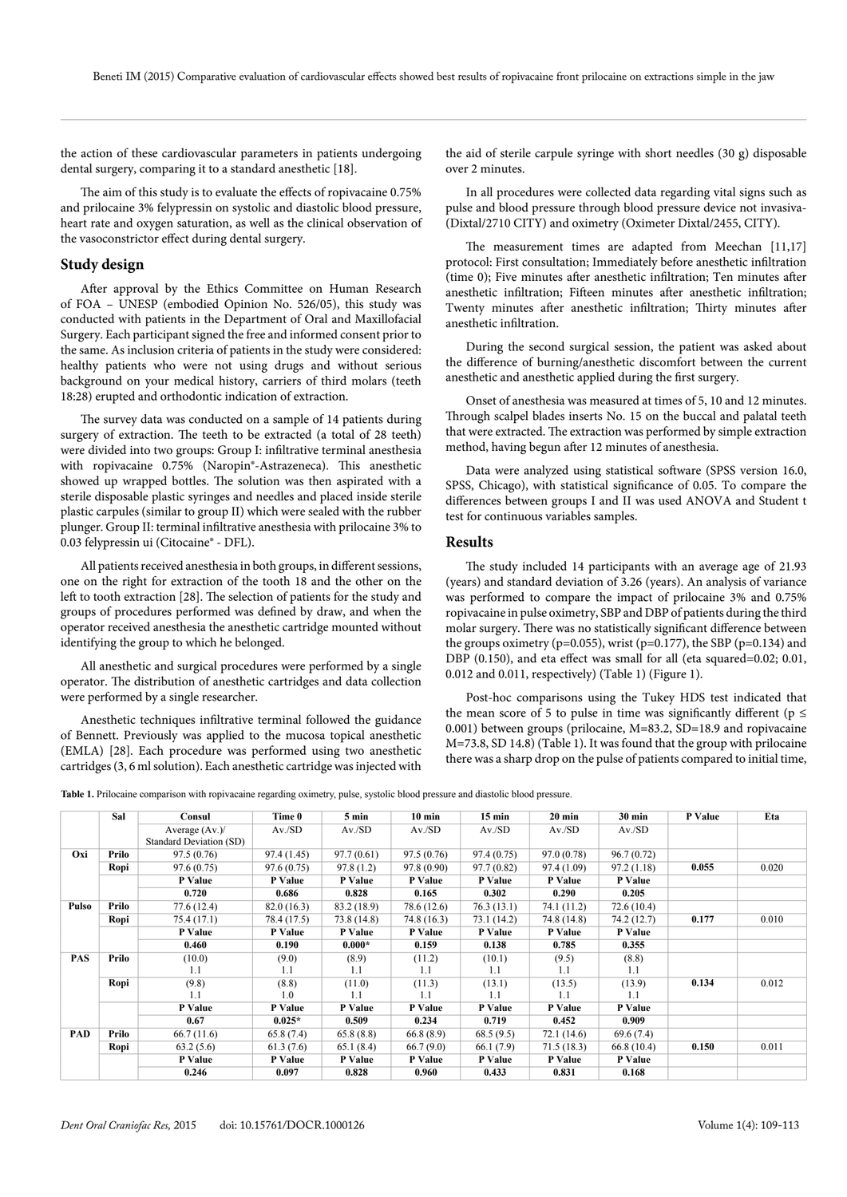the action of these cardiovascular parameters in patients undergoing dental surgery, comparing it to a standard anesthetic [18].

The aim of this study is to evaluate the effects of ropivacaine 0.75% and prilocaine 3% felypressin on systolic and diastolic blood pressure, heart rate and oxygen saturation, as well as the clinical observation of the vasoconstrictor effect during dental surgery.

## Study design

After approval by the Ethics Committee on Human Research of FOA – UNESP (embodied Opinion No. 526/05), this study was conducted with patients in the Department of Oral and Maxillofacial Surgery. Each participant signed the free and informed consent prior to the same. As inclusion criteria of patients in the study were considered: healthy patients who were not using drugs and without serious background on your medical history, carriers of third molars (teeth 18:28) erupted and orthodontic indication of extraction.

The survey data was conducted on a sample of 14 patients during surgery of extraction. The teeth to be extracted (a total of 28 teeth) were divided into two groups: Group I: infiltrative terminal anesthesia with ropivacaine 0.75% (Naropin®-Astrazeneca). This anesthetic showed up wrapped bottles. The solution was then aspirated with a sterile disposable plastic syringes and needles and placed inside sterile plastic carpules (similar to group II) which were sealed with the rubber plunger. Group II: terminal infiltrative anesthesia with prilocaine 3% to 0.03 felypressin ui (Citocaine® - DFL).

All patients received anesthesia in both groups, in different sessions, one on the right for extraction of the tooth 18 and the other on the left to tooth extraction [28]. The selection of patients for the study and groups of procedures performed was defined by draw, and when the operator received anesthesia the anesthetic cartridge mounted without identifying the group to which he belonged.

All anesthetic and surgical procedures were performed by a single operator. The distribution of anesthetic cartridges and data collection were performed by a single researcher.

Anesthetic techniques infiltrative terminal followed the guidance of Bennett. Previously was applied to the mucosa topical anesthetic (EMLA) [28]. Each procedure was performed using two anesthetic cartridges (3, 6 ml solution). Each anesthetic cartridge was injected with the aid of sterile carpule syringe with short needles (30 g) disposable over 2 minutes.

In all procedures were collected data regarding vital signs such as pulse and blood pressure through blood pressure device not invasiva- (Dixtal/2710 CITY) and oximetry (Oximeter Dixtal/2455, CITY).

The measurement times are adapted from Meechan [11,17] protocol: First consultation; Immediately before anesthetic infiltration (time 0); Five minutes after anesthetic infiltration; Ten minutes after anesthetic infiltration; Fifteen minutes after anesthetic infiltration; Twenty minutes after anesthetic infiltration; Thirty minutes after anesthetic infiltration.

During the second surgical session, the patient was asked about the difference of burning/anesthetic discomfort between the current anesthetic and anesthetic applied during the first surgery.

Onset of anesthesia was measured at times of 5, 10 and 12 minutes. Through scalpel blades inserts No. 15 on the buccal and palatal teeth that were extracted. The extraction was performed by simple extraction method, having begun after 12 minutes of anesthesia.

Data were analyzed using statistical software (SPSS version 16.0, SPSS, Chicago), with statistical significance of 0.05. To compare the differences between groups I and II was used ANOVA and Student t test for continuous variables samples.

## Results

The study included 14 participants with an average age of 21.93 (years) and standard deviation of 3.26 (years). An analysis of variance was performed to compare the impact of prilocaine 3% and 0.75% ropivacaine in pulse oximetry, SBP and DBP of patients during the third molar surgery. There was no statistically significant difference between the groups oximetry (p=0.055), wrist (p=0.177), the SBP (p=0.134) and DBP (0.150), and eta effect was small for all (eta squared=0.02; 0.01, 0.012 and 0.011, respectively) (Table 1) (Figure 1).

Post-hoc comparisons using the Tukey HDS test indicated that the mean score of 5 to pulse in time was significantly different (p ≤ 0.001) between groups (prilocaine, M=83.2, SD=18.9 and ropivacaine M=73.8, SD 14.8) (Table 1). It was found that the group with prilocaine there was a sharp drop on the pulse of patients compared to initial time,

**Table 1.** Prilocaine comparison with ropivacaine regarding oximetry, pulse, systolic blood pressure and diastolic blood pressure.

| | Sal | Consul | Time 0 | 5 min | 10 min | 15 min | 20 min | 30 min | P Value | Eta |
|---|---|---|---|---|---|---|---|---|---|---|
| | | Average (Av.)/ Standard Deviation (SD) | Av./SD | Av./SD | Av./SD | Av./SD | Av./SD | Av./SD | | |
| **Oxi** | **Prilo** | 97.5 (0.76) | 97.4 (1.45) | 97.7 (0.61) | 97.5 (0.76) | 97.4 (0.75) | 97.0 (0.78) | 96.7 (0.72) | | |
| | **Ropi** | 97.6 (0.75) | 97.6 (0.75) | 97.8 (1.2) | 97.8 (0.90) | 97.7 (0.82) | 97.4 (1.09) | 97.2 (1.18) | **0.055** | 0.020 |
| | | **P Value** | **P Value** | **P Value** | **P Value** | **P Value** | **P Value** | **P Value** | | |
| | | **0.720** | **0.686** | **0.828** | **0.165** | **0.302** | **0.290** | **0.205** | | |
| **Pulso** | **Prilo** | 77.6 (12.4) | 82.0 (16.3) | 83.2 (18.9) | 78.6 (12.6) | 76.3 (13.1) | 74.1 (11.2) | 72.6 (10.4) | | |
| | **Ropi** | 75.4 (17.1) | 78.4 (17.5) | 73.8 (14.8) | 74.8 (16.3) | 73.1 (14.2) | 74.8 (14.8) | 74.2 (12.7) | **0.177** | 0.010 |
| | | **P Value** | **P Value** | **P Value** | **P Value** | **P Value** | **P Value** | **P Value** | | |
| | | **0.460** | **0.190** | **0.000*** | **0.159** | **0.138** | **0.785** | **0.355** | | |
| **PAS** | **Prilo** | (10.0) 1.1 | (9.0) 1.1 | (8.9) 1.1 | (11.2) 1.1 | (10.1) 1.1 | (9.5) 1.1 | (8.8) 1.1 | | |
| | **Ropi** | (9.8) 1.1 | (8.8) 1.0 | (11.0) 1.1 | (11.3) 1.1 | (13.1) 1.1 | (13.5) 1.1 | (13.9) 1.1 | **0.134** | 0.012 |
| | | **P Value** | **P Value** | **P Value** | **P Value** | **P Value** | **P Value** | **P Value** | | |
| | | **0.67** | **0.025*** | **0.509** | **0.234** | **0.719** | **0.452** | **0.909** | | |
| **PAD** | **Prilo** | 66.7 (11.6) | 65.8 (7.4) | 65.8 (8.8) | 66.8 (8.9) | 68.5 (9.5) | 72.1 (14.6) | 69.6 (7.4) | | |
| | **Ropi** | 63.2 (5.6) | 61.3 (7.6) | 65.1 (8.4) | 66.7 (9.0) | 66.1 (7.9) | 71.5 (18.3) | 66.8 (10.4) | **0.150** | 0.011 |
| | | **P Value** | **P Value** | **P Value** | **P Value** | **P Value** | **P Value** | **P Value** | | |
| | | **0.246** | **0.097** | **0.828** | **0.960** | **0.433** | **0.831** | **0.168** | | |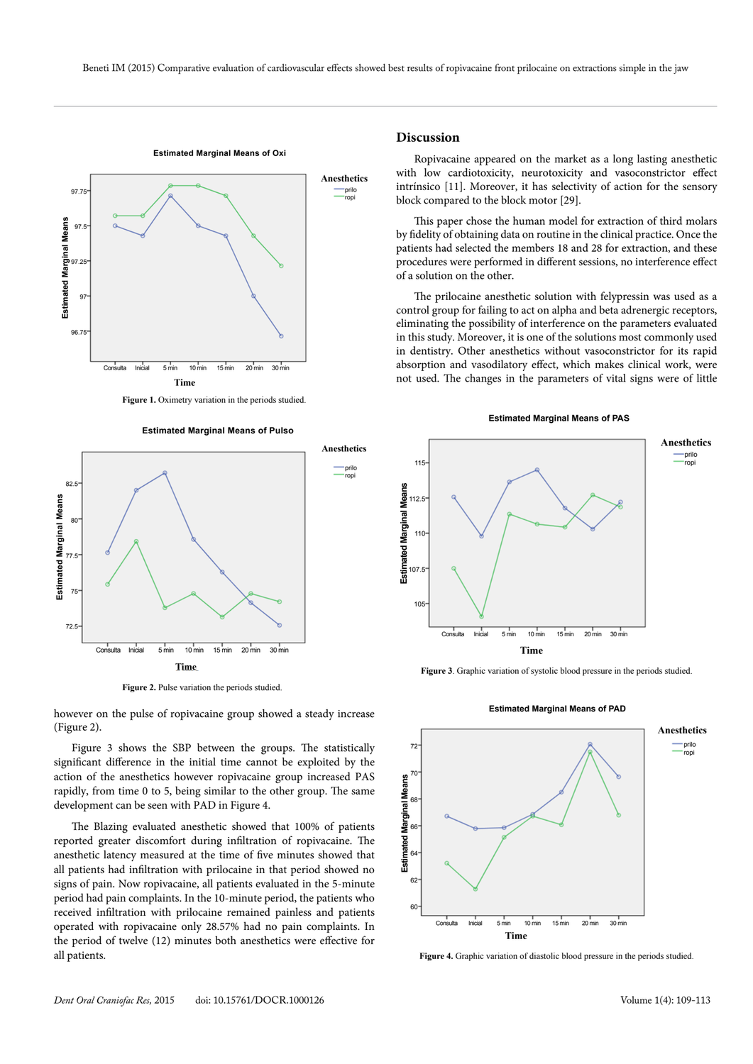Figure 1. Oximetry variation in the periods studied.

Figure 2. Pulse variation the periods studied.

however on the pulse of ropivacaine group showed a steady increase (Figure 2).

Figure 3 shows the SBP between the groups. The statistically significant difference in the initial time cannot be exploited by the action of the anesthetics however ropivacaine group increased PAS rapidly, from time 0 to 5, being similar to the other group. The same development can be seen with PAD in Figure 4.

The Blazing evaluated anesthetic showed that 100% of patients reported greater discomfort during infiltration of ropivacaine. The anesthetic latency measured at the time of five minutes showed that all patients had infiltration with prilocaine in that period showed no signs of pain. Now ropivacaine, all patients evaluated in the 5-minute period had pain complaints. In the 10-minute period, the patients who received infiltration with prilocaine remained painless and patients operated with ropivacaine only 28.57% had no pain complaints. In the period of twelve (12) minutes both anesthetics were effective for all patients.

## Discussion

Ropivacaine appeared on the market as a long lasting anesthetic with low cardiotoxicity, neurotoxicity and vasoconstrictor effect intrínsico [11]. Moreover, it has selectivity of action for the sensory block compared to the block motor [29].

This paper chose the human model for extraction of third molars by fidelity of obtaining data on routine in the clinical practice. Once the patients had selected the members 18 and 28 for extraction, and these procedures were performed in different sessions, no interference effect of a solution on the other.

The prilocaine anesthetic solution with felypressin was used as a control group for failing to act on alpha and beta adrenergic receptors, eliminating the possibility of interference on the parameters evaluated in this study. Moreover, it is one of the solutions most commonly used in dentistry. Other anesthetics without vasoconstrictor for its rapid absorption and vasodilatory effect, which makes clinical work, were not used. The changes in the parameters of vital signs were of little

Figure 3. Graphic variation of systolic blood pressure in the periods studied.

Figure 4. Graphic variation of diastolic blood pressure in the periods studied.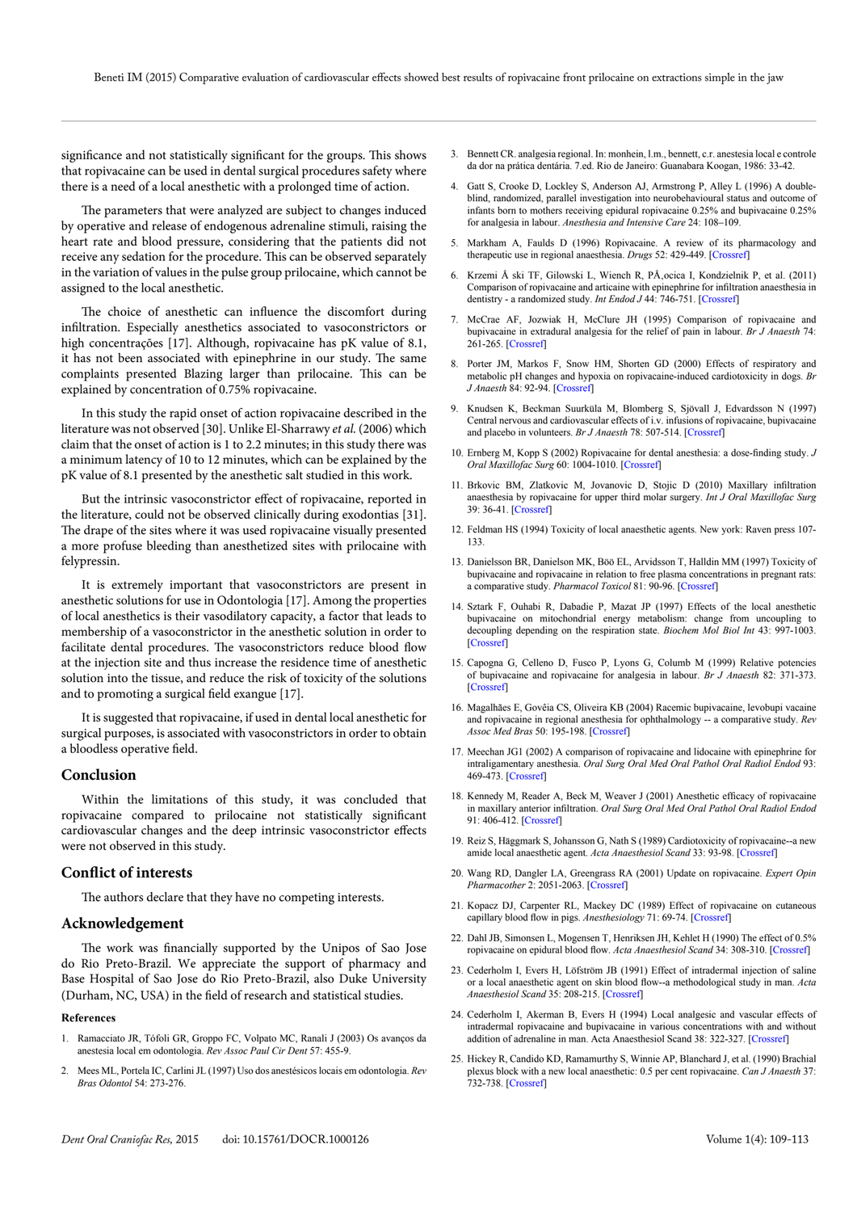significance and not statistically significant for the groups. This shows that ropivacaine can be used in dental surgical procedures safety where there is a need of a local anesthetic with a prolonged time of action.

The parameters that were analyzed are subject to changes induced by operative and release of endogenous adrenaline stimuli, raising the heart rate and blood pressure, considering that the patients did not receive any sedation for the procedure. This can be observed separately in the variation of values in the pulse group prilocaine, which cannot be assigned to the local anesthetic.

The choice of anesthetic can influence the discomfort during infiltration. Especially anesthetics associated to vasoconstrictors or high concentrações [17]. Although, ropivacaine has pK value of 8.1, it has not been associated with epinephrine in our study. The same complaints presented Blazing larger than prilocaine. This can be explained by concentration of 0.75% ropivacaine.

In this study the rapid onset of action ropivacaine described in the literature was not observed [30]. Unlike El-Sharrawy *et al.* (2006) which claim that the onset of action is 1 to 2.2 minutes; in this study there was a minimum latency of 10 to 12 minutes, which can be explained by the pK value of 8.1 presented by the anesthetic salt studied in this work.

But the intrinsic vasoconstrictor effect of ropivacaine, reported in the literature, could not be observed clinically during exodontias [31]. The drape of the sites where it was used ropivacaine visually presented a more profuse bleeding than anesthetized sites with prilocaine with felypressin.

It is extremely important that vasoconstrictors are present in anesthetic solutions for use in Odontologia [17]. Among the properties of local anesthetics is their vasodilatory capacity, a factor that leads to membership of a vasoconstrictor in the anesthetic solution in order to facilitate dental procedures. The vasoconstrictors reduce blood flow at the injection site and thus increase the residence time of anesthetic solution into the tissue, and reduce the risk of toxicity of the solutions and to promoting a surgical field exangue [17].

It is suggested that ropivacaine, if used in dental local anesthetic for surgical purposes, is associated with vasoconstrictors in order to obtain a bloodless operative field.

## Conclusion

Within the limitations of this study, it was concluded that ropivacaine compared to prilocaine not statistically significant cardiovascular changes and the deep intrinsic vasoconstrictor effects were not observed in this study.

## Conflict of interests

The authors declare that they have no competing interests.

## Acknowledgement

The work was financially supported by the Unipos of Sao Jose do Rio Preto-Brazil. We appreciate the support of pharmacy and Base Hospital of Sao Jose do Rio Preto-Brazil, also Duke University (Durham, NC, USA) in the field of research and statistical studies.

### References

1. Ramacciato JR, Tófoli GR, Groppo FC, Volpato MC, Ranali J (2003) Os avanços da anestesia local em odontologia. *Rev Assoc Paul Cir Dent* 57: 455-9.
2. Mees ML, Portela IC, Carlini JL (1997) Uso dos anestésicos locais em odontologia. *Rev Bras Odontol* 54: 273-276.
3. Bennett CR. analgesia regional. In: monhein, l.m., bennett, c.r. anestesia local e controle da dor na prática dentária. 7.ed. Rio de Janeiro: Guanabara Koogan, 1986: 33-42.
4. Gatt S, Crooke D, Lockley S, Anderson AJ, Armstrong P, Alley L (1996) A double-blind, randomized, parallel investigation into neurobehavioural status and outcome of infants born to mothers receiving epidural ropivacaine 0.25% and bupivacaine 0.25% for analgesia in labour. *Anesthesia and Intensive Care* 24: 108–109.
5. Markham A, Faulds D (1996) Ropivacaine. A review of its pharmacology and therapeutic use in regional anaesthesia. *Drugs* 52: 429-449. [Crossref]
6. Krzemi Å ski TF, Gilowski L, Wiench R, PÅ‚ocica I, Kondzielnik P, et al. (2011) Comparison of ropivacaine and articaine with epinephrine for infiltration anaesthesia in dentistry - a randomized study. *Int Endod J* 44: 746-751. [Crossref]
7. McCrae AF, Jozwiak H, McClure JH (1995) Comparison of ropivacaine and bupivacaine in extradural analgesia for the relief of pain in labour. *Br J Anaesth* 74: 261-265. [Crossref]
8. Porter JM, Markos F, Snow HM, Shorten GD (2000) Effects of respiratory and metabolic pH changes and hypoxia on ropivacaine-induced cardiotoxicity in dogs. *Br J Anaesth* 84: 92-94. [Crossref]
9. Knudsen K, Beckman Suurküla M, Blomberg S, Sjövall J, Edvardsson N (1997) Central nervous and cardiovascular effects of i.v. infusions of ropivacaine, bupivacaine and placebo in volunteers. *Br J Anaesth* 78: 507-514. [Crossref]
10. Ernberg M, Kopp S (2002) Ropivacaine for dental anesthesia: a dose-finding study. *J Oral Maxillofac Surg* 60: 1004-1010. [Crossref]
11. Brkovic BM, Zlatkovic M, Jovanovic D, Stojic D (2010) Maxillary infiltration anaesthesia by ropivacaine for upper third molar surgery. *Int J Oral Maxillofac Surg* 39: 36-41. [Crossref]
12. Feldman HS (1994) Toxicity of local anaesthetic agents. New york: Raven press 107-133.
13. Danielsson BR, Danielson MK, Böö EL, Arvidsson T, Halldin MM (1997) Toxicity of bupivacaine and ropivacaine in relation to free plasma concentrations in pregnant rats: a comparative study. *Pharmacol Toxicol* 81: 90-96. [Crossref]
14. Sztark F, Ouhabi R, Dabadie P, Mazat JP (1997) Effects of the local anesthetic bupivacaine on mitochondrial energy metabolism: change from uncoupling to decoupling depending on the respiration state. *Biochem Mol Biol Int* 43: 997-1003. [Crossref]
15. Capogna G, Celleno D, Fusco P, Lyons G, Columb M (1999) Relative potencies of bupivacaine and ropivacaine for analgesia in labour. *Br J Anaesth* 82: 371-373. [Crossref]
16. Magalhães E, Govêia CS, Oliveira KB (2004) Racemic bupivacaine, levobupi vacaine and ropivacaine in regional anesthesia for ophthalmology -- a comparative study. *Rev Assoc Med Bras* 50: 195-198. [Crossref]
17. Meechan JG1 (2002) A comparison of ropivacaine and lidocaine with epinephrine for intraligamentary anesthesia. *Oral Surg Oral Med Oral Pathol Oral Radiol Endod* 93: 469-473. [Crossref]
18. Kennedy M, Reader A, Beck M, Weaver J (2001) Anesthetic efficacy of ropivacaine in maxillary anterior infiltration. *Oral Surg Oral Med Oral Pathol Oral Radiol Endod* 91: 406-412. [Crossref]
19. Reiz S, Häggmark S, Johansson G, Nath S (1989) Cardiotoxicity of ropivacaine--a new amide local anaesthetic agent. *Acta Anaesthesiol Scand* 33: 93-98. [Crossref]
20. Wang RD, Dangler LA, Greengrass RA (2001) Update on ropivacaine. *Expert Opin Pharmacother* 2: 2051-2063. [Crossref]
21. Kopacz DJ, Carpenter RL, Mackey DC (1989) Effect of ropivacaine on cutaneous capillary blood flow in pigs. *Anesthesiology* 71: 69-74. [Crossref]
22. Dahl JB, Simonsen L, Mogensen T, Henriksen JH, Kehlet H (1990) The effect of 0.5% ropivacaine on epidural blood flow. *Acta Anaesthesiol Scand* 34: 308-310. [Crossref]
23. Cederholm I, Evers H, Löfström JB (1991) Effect of intradermal injection of saline or a local anaesthetic agent on skin blood flow--a methodological study in man. *Acta Anaesthesiol Scand* 35: 208-215. [Crossref]
24. Cederholm I, Akerman B, Evers H (1994) Local analgesic and vascular effects of intradermal ropivacaine and bupivacaine in various concentrations with and without addition of adrenaline in man. Acta Anaesthesiol Scand 38: 322-327. [Crossref]
25. Hickey R, Candido KD, Ramamurthy S, Winnie AP, Blanchard J, et al. (1990) Brachial plexus block with a new local anaesthetic: 0.5 per cent ropivacaine. *Can J Anaesth* 37: 732-738. [Crossref]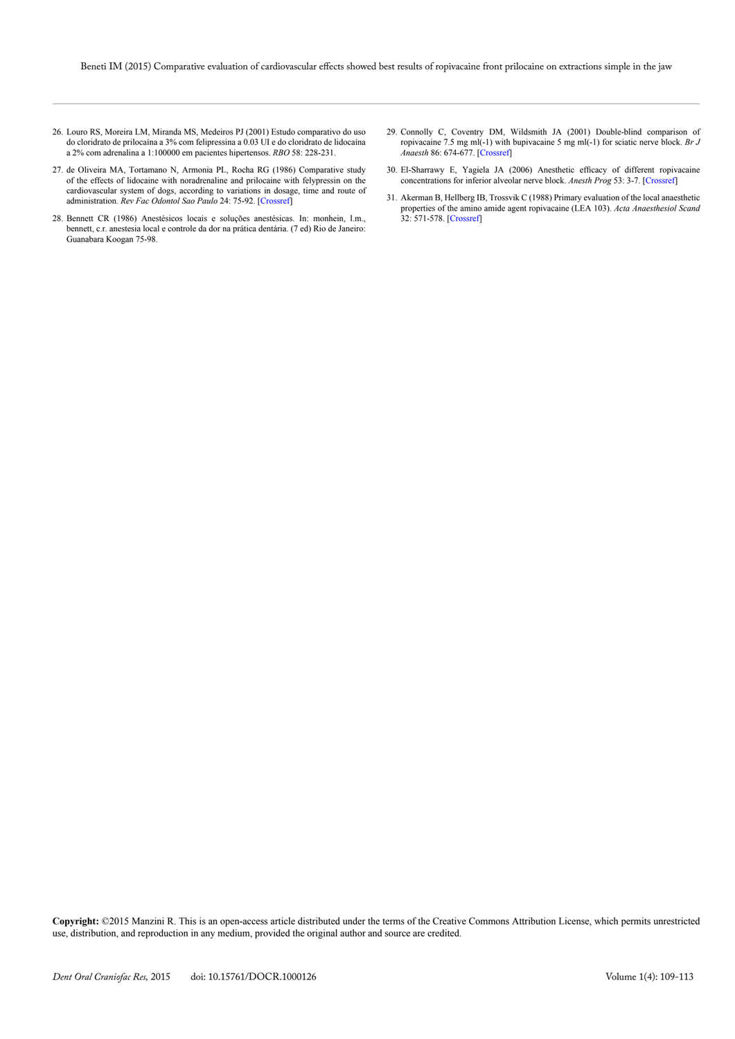26. Louro RS, Moreira LM, Miranda MS, Medeiros PJ (2001) Estudo comparativo do uso do cloridrato de prilocaína a 3% com felipressina a 0.03 UI e do cloridrato de lidocaína a 2% com adrenalina a 1:100000 em pacientes hipertensos. *RBO* 58: 228-231.

27. de Oliveira MA, Tortamano N, Armonia PL, Rocha RG (1986) Comparative study of the effects of lidocaine with noradrenaline and prilocaine with felypressin on the cardiovascular system of dogs, according to variations in dosage, time and route of administration. *Rev Fac Odontol Sao Paulo* 24: 75-92. [Crossref]

28. Bennett CR (1986) Anestésicos locais e soluções anestésicas. In: monhein, l.m., bennett, c.r. anestesia local e controle da dor na prática dentária. (7 ed) Rio de Janeiro: Guanabara Koogan 75-98.

29. Connolly C, Coventry DM, Wildsmith JA (2001) Double-blind comparison of ropivacaine 7.5 mg ml(-1) with bupivacaine 5 mg ml(-1) for sciatic nerve block. *Br J Anaesth* 86: 674-677. [Crossref]

30. El-Sharrawy E, Yagiela JA (2006) Anesthetic efficacy of different ropivacaine concentrations for inferior alveolar nerve block. *Anesth Prog* 53: 3-7. [Crossref]

31. Akerman B, Hellberg IB, Trossvik C (1988) Primary evaluation of the local anaesthetic properties of the amino amide agent ropivacaine (LEA 103). *Acta Anaesthesiol Scand* 32: 571-578. [Crossref]

**Copyright:** ©2015 Manzini R. This is an open-access article distributed under the terms of the Creative Commons Attribution License, which permits unrestricted use, distribution, and reproduction in any medium, provided the original author and source are credited.